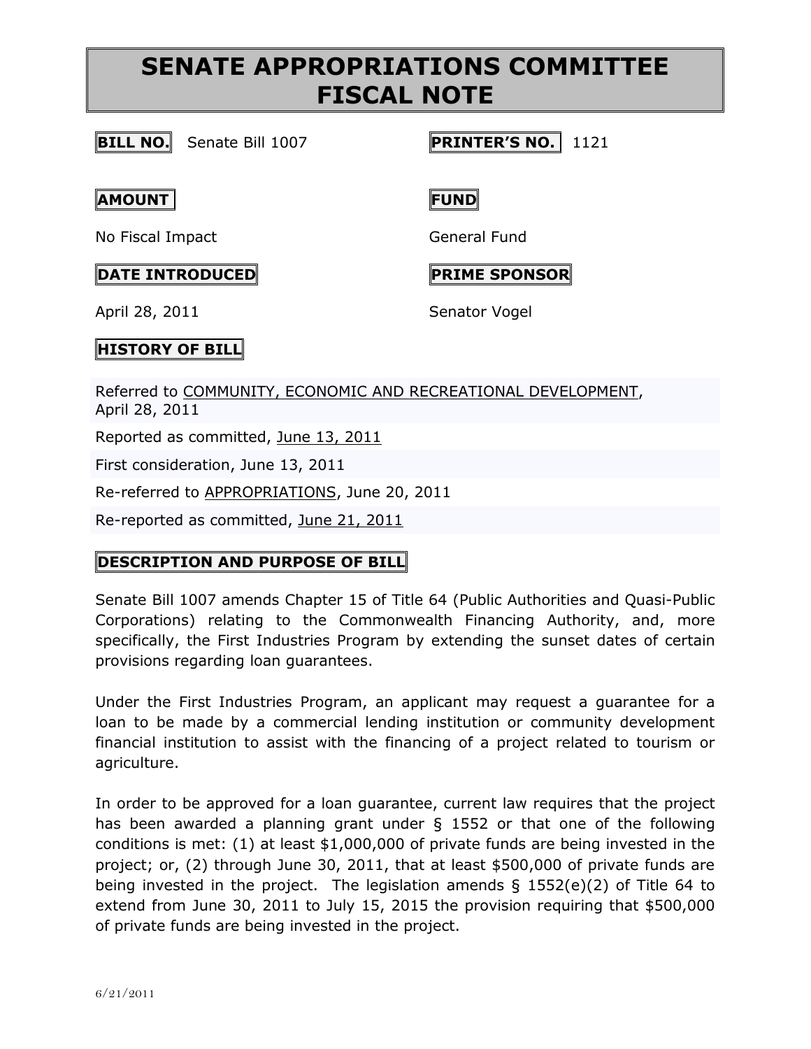# SENATE APPROPRIATIONS COMMITTEE FISCAL NOTE

**BILL NO.** Senate Bill 1007

**PRINTER'S NO.** 1121

**AMOUNT**

No Fiscal Impact

**FUND**

General Fund

**DATE INTRODUCED**

April 28, 2011

**PRIME SPONSOR**

Senator Vogel

**HISTORY OF BILL**

Referred to COMMUNITY, ECONOMIC AND RECREATIONAL DEVELOPMENT, April 28, 2011

Reported as committed, June 13, 2011

First consideration, June 13, 2011

Re-referred to APPROPRIATIONS, June 20, 2011

Re-reported as committed, June 21, 2011

**DESCRIPTION AND PURPOSE OF BILL**

Senate Bill 1007 amends Chapter 15 of Title 64 (Public Authorities and Quasi-Public Corporations) relating to the Commonwealth Financing Authority, and, more specifically, the First Industries Program by extending the sunset dates of certain provisions regarding loan guarantees.

Under the First Industries Program, an applicant may request a guarantee for a loan to be made by a commercial lending institution or community development financial institution to assist with the financing of a project related to tourism or agriculture.

In order to be approved for a loan guarantee, current law requires that the project has been awarded a planning grant under § 1552 or that one of the following conditions is met: (1) at least $1,000,000 of private funds are being invested in the project; or, (2) through June 30, 2011, that at least $500,000 of private funds are being invested in the project. The legislation amends § 1552(e)(2) of Title 64 to extend from June 30, 2011 to July 15, 2015 the provision requiring that $500,000 of private funds are being invested in the project.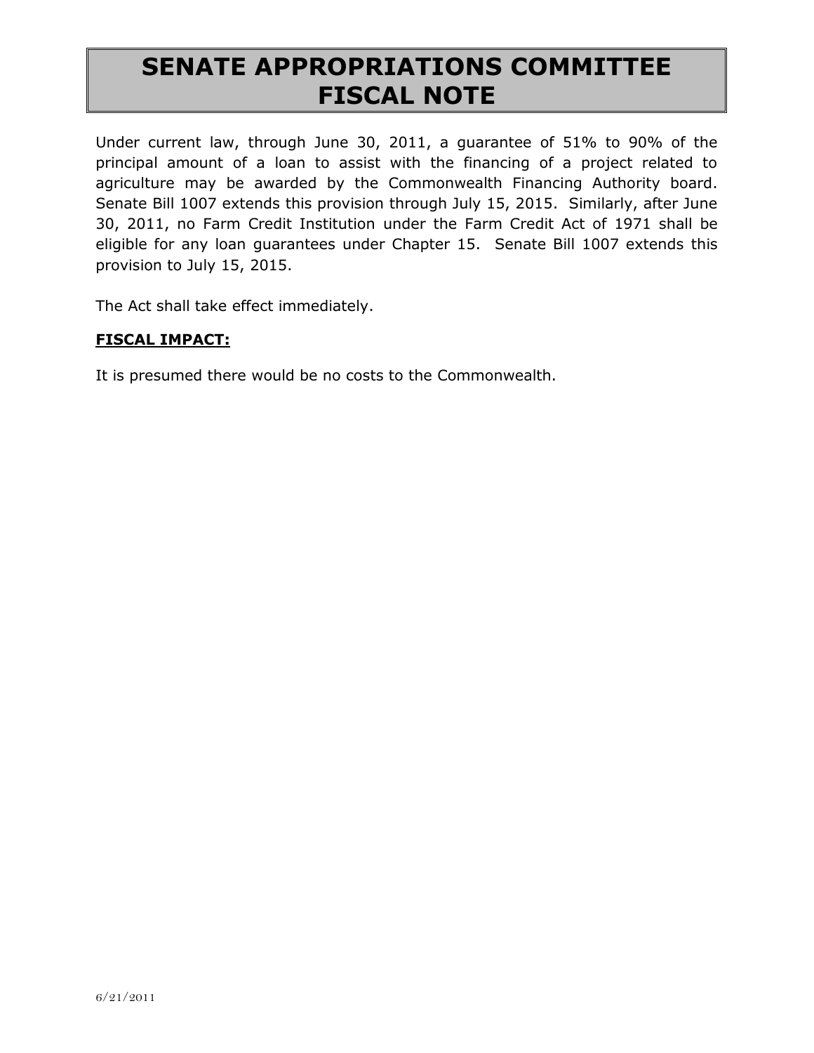# SENATE APPROPRIATIONS COMMITTEE FISCAL NOTE

Under current law, through June 30, 2011, a guarantee of 51% to 90% of the principal amount of a loan to assist with the financing of a project related to agriculture may be awarded by the Commonwealth Financing Authority board. Senate Bill 1007 extends this provision through July 15, 2015. Similarly, after June 30, 2011, no Farm Credit Institution under the Farm Credit Act of 1971 shall be eligible for any loan guarantees under Chapter 15. Senate Bill 1007 extends this provision to July 15, 2015.

The Act shall take effect immediately.

**FISCAL IMPACT:**

It is presumed there would be no costs to the Commonwealth.

6/21/2011